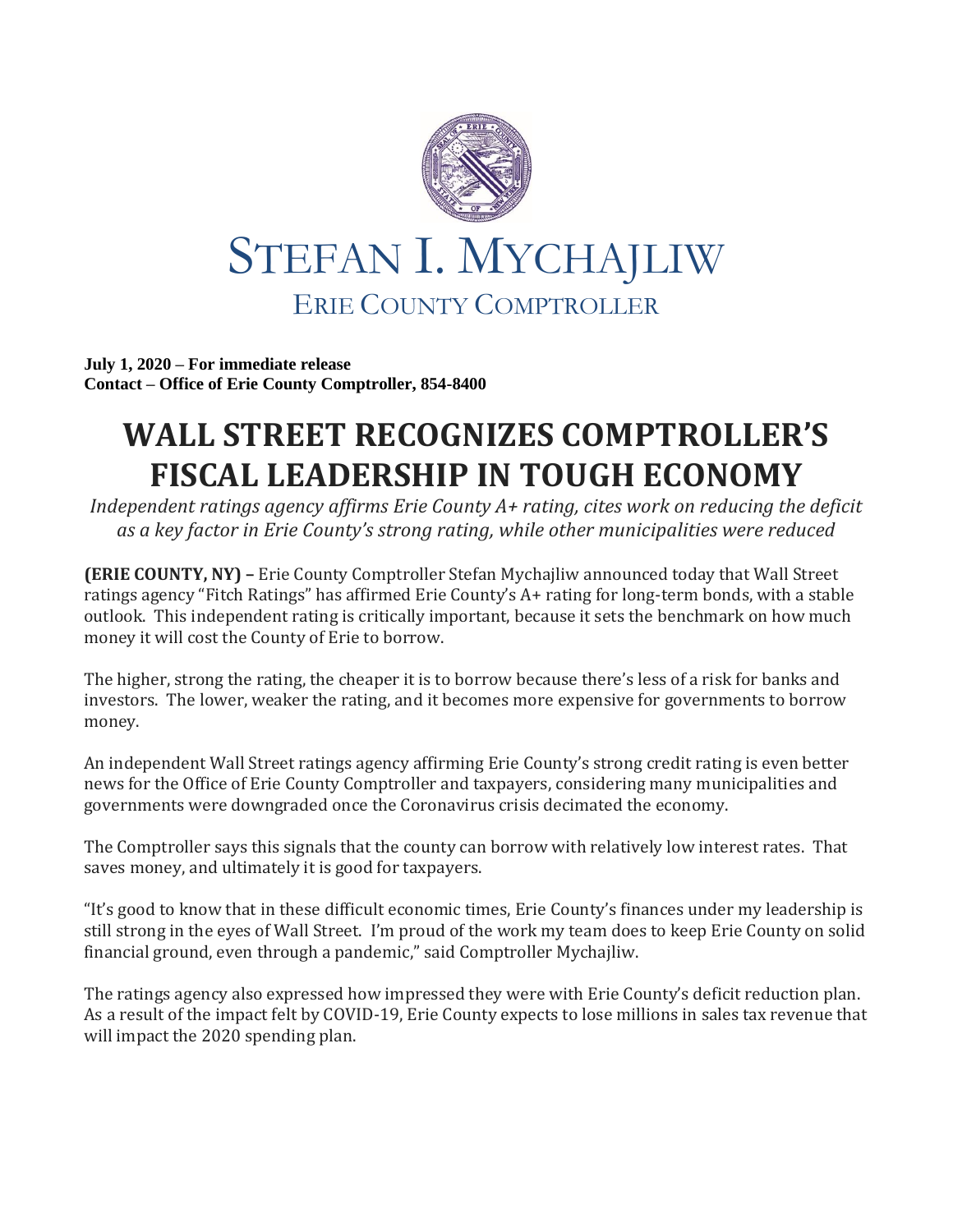# STEFAN I. MYCHAJLIW

## ERIE COUNTY COMPTROLLER

**July 1, 2020 – For immediate release**
**Contact – Office of Erie County Comptroller, 854-8400**

# WALL STREET RECOGNIZES COMPTROLLER'S FISCAL LEADERSHIP IN TOUGH ECONOMY

*Independent ratings agency affirms Erie County A+ rating, cites work on reducing the deficit as a key factor in Erie County's strong rating, while other municipalities were reduced*

**(ERIE COUNTY, NY) –** Erie County Comptroller Stefan Mychajliw announced today that Wall Street ratings agency "Fitch Ratings" has affirmed Erie County's A+ rating for long-term bonds, with a stable outlook. This independent rating is critically important, because it sets the benchmark on how much money it will cost the County of Erie to borrow.

The higher, strong the rating, the cheaper it is to borrow because there's less of a risk for banks and investors. The lower, weaker the rating, and it becomes more expensive for governments to borrow money.

An independent Wall Street ratings agency affirming Erie County's strong credit rating is even better news for the Office of Erie County Comptroller and taxpayers, considering many municipalities and governments were downgraded once the Coronavirus crisis decimated the economy.

The Comptroller says this signals that the county can borrow with relatively low interest rates. That saves money, and ultimately it is good for taxpayers.

"It's good to know that in these difficult economic times, Erie County's finances under my leadership is still strong in the eyes of Wall Street. I'm proud of the work my team does to keep Erie County on solid financial ground, even through a pandemic," said Comptroller Mychajliw.

The ratings agency also expressed how impressed they were with Erie County's deficit reduction plan. As a result of the impact felt by COVID-19, Erie County expects to lose millions in sales tax revenue that will impact the 2020 spending plan.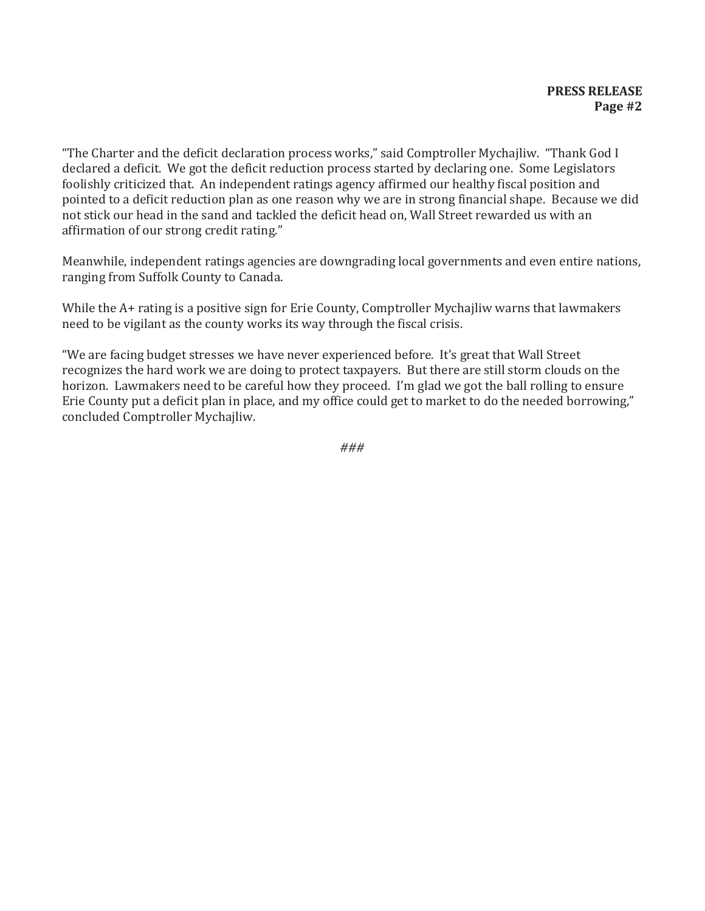"The Charter and the deficit declaration process works," said Comptroller Mychajliw. "Thank God I declared a deficit. We got the deficit reduction process started by declaring one. Some Legislators foolishly criticized that. An independent ratings agency affirmed our healthy fiscal position and pointed to a deficit reduction plan as one reason why we are in strong financial shape. Because we did not stick our head in the sand and tackled the deficit head on, Wall Street rewarded us with an affirmation of our strong credit rating."

Meanwhile, independent ratings agencies are downgrading local governments and even entire nations, ranging from Suffolk County to Canada.

While the A+ rating is a positive sign for Erie County, Comptroller Mychajliw warns that lawmakers need to be vigilant as the county works its way through the fiscal crisis.

"We are facing budget stresses we have never experienced before. It's great that Wall Street recognizes the hard work we are doing to protect taxpayers. But there are still storm clouds on the horizon. Lawmakers need to be careful how they proceed. I'm glad we got the ball rolling to ensure Erie County put a deficit plan in place, and my office could get to market to do the needed borrowing," concluded Comptroller Mychajliw.

###